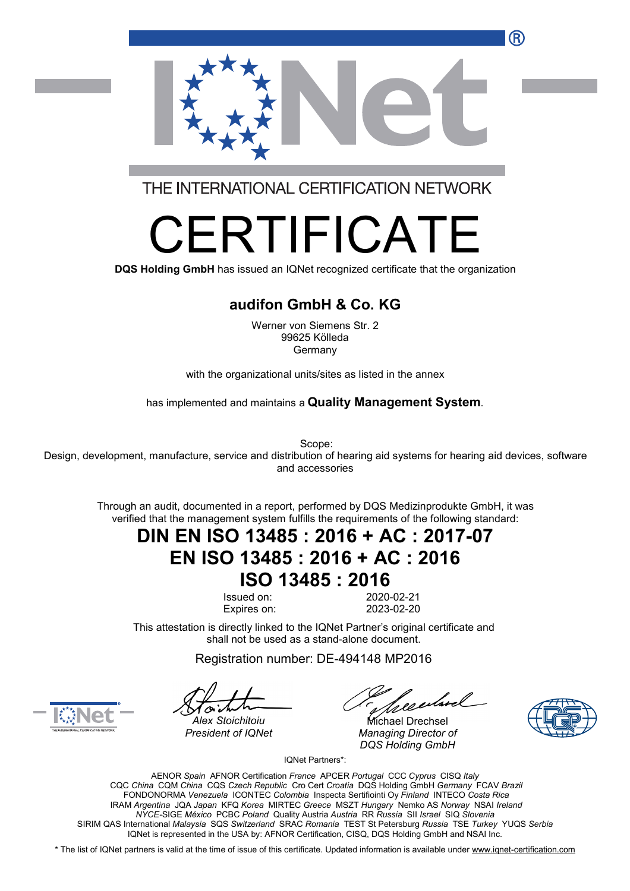THE INTERNATIONAL CERTIFICATION NETWORK

# CERTIFICATE

**DQS Holding GmbH** has issued an IQNet recognized certificate that the organization

## audifon GmbH & Co. KG

Werner von Siemens Str. 2
99625 Kölleda
Germany

with the organizational units/sites as listed in the annex

has implemented and maintains a **Quality Management System**.

Scope:
Design, development, manufacture, service and distribution of hearing aid systems for hearing aid devices, software and accessories

Through an audit, documented in a report, performed by DQS Medizinprodukte GmbH, it was verified that the management system fulfills the requirements of the following standard:

## DIN EN ISO 13485 : 2016 + AC : 2017-07
## EN ISO 13485 : 2016 + AC : 2016
## ISO 13485 : 2016

| | |
|---|---|
| Issued on: | 2020-02-21 |
| Expires on: | 2023-02-20 |

This attestation is directly linked to the IQNet Partner's original certificate and shall not be used as a stand-alone document.

Registration number: DE-494148 MP2016

*Alex Stoichitoiu*
*President of IQNet*

Michael Drechsel
*Managing Director of DQS Holding GmbH*

IQNet Partners*:

AENOR *Spain* AFNOR Certification *France* APCER *Portugal* CCC *Cyprus* CISQ *Italy*
CQC *China* CQM *China* CQS *Czech Republic* Cro Cert *Croatia* DQS Holding GmbH *Germany* FCAV *Brazil*
FONDONORMA *Venezuela* ICONTEC *Colombia* Inspecta Sertifiointi Oy *Finland* INTECO *Costa Rica*
IRAM *Argentina* JQA *Japan* KFQ *Korea* MIRTEC *Greece* MSZT *Hungary* Nemko AS *Norway* NSAI *Ireland*
*NYCE*-SIGE *México* PCBC *Poland* Quality Austria *Austria* RR *Russia* SII *Israel* SIQ *Slovenia*
SIRIM QAS International *Malaysia* SQS *Switzerland* SRAC *Romania* TEST St Petersburg *Russia* TSE *Turkey* YUQS *Serbia*
IQNet is represented in the USA by: AFNOR Certification, CISQ, DQS Holding GmbH and NSAI Inc.

* The list of IQNet partners is valid at the time of issue of this certificate. Updated information is available under www.iqnet-certification.com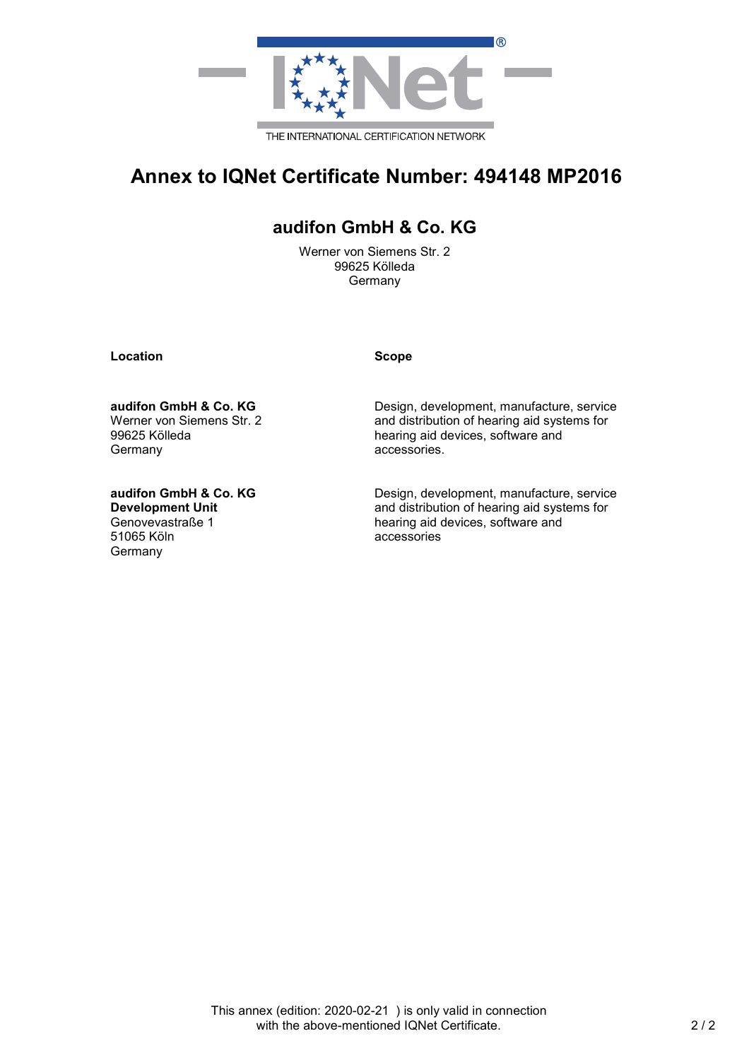THE INTERNATIONAL CERTIFICATION NETWORK

# Annex to IQNet Certificate Number: 494148 MP2016

## audifon GmbH & Co. KG

Werner von Siemens Str. 2
99625 Kölleda
Germany

| Location | Scope |
| --- | --- |
| **audifon GmbH & Co. KG**<br>Werner von Siemens Str. 2<br>99625 Kölleda<br>Germany | Design, development, manufacture, service and distribution of hearing aid systems for hearing aid devices, software and accessories. |
| **audifon GmbH & Co. KG**<br>**Development Unit**<br>Genovevastraße 1<br>51065 Köln<br>Germany | Design, development, manufacture, service and distribution of hearing aid systems for hearing aid devices, software and accessories |

This annex (edition: 2020-02-21 ) is only valid in connection with the above-mentioned IQNet Certificate.